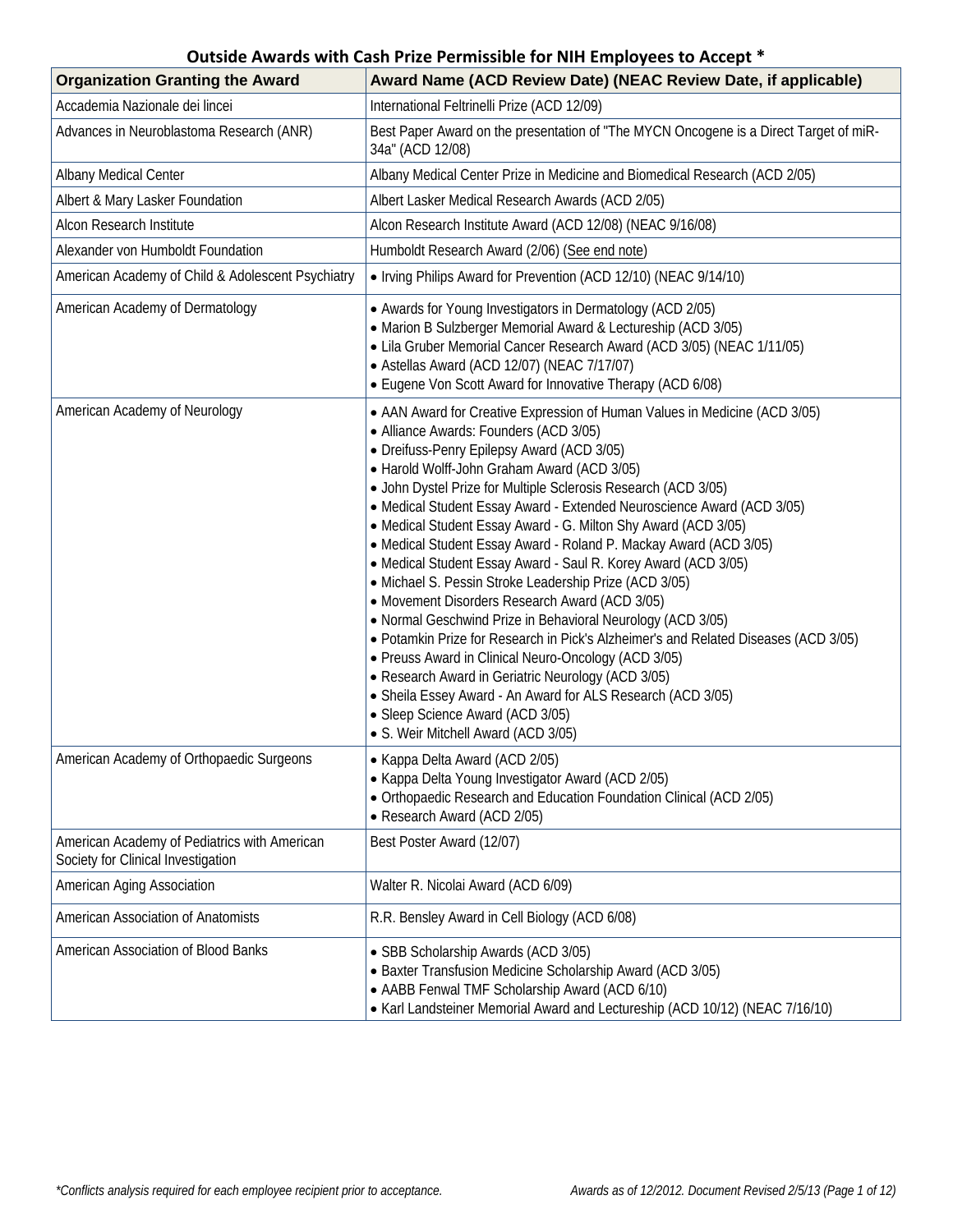## Outside Awards with Cash Prize Permissible for NIH Employees to Accept *

| Organization Granting the Award | Award Name (ACD Review Date) (NEAC Review Date, if applicable) |
|---|---|
| Accademia Nazionale dei lincei | International Feltrinelli Prize (ACD 12/09) |
| Advances in Neuroblastoma Research (ANR) | Best Paper Award on the presentation of "The MYCN Oncogene is a Direct Target of miR-34a" (ACD 12/08) |
| Albany Medical Center | Albany Medical Center Prize in Medicine and Biomedical Research (ACD 2/05) |
| Albert & Mary Lasker Foundation | Albert Lasker Medical Research Awards (ACD 2/05) |
| Alcon Research Institute | Alcon Research Institute Award (ACD 12/08) (NEAC 9/16/08) |
| Alexander von Humboldt Foundation | Humboldt Research Award (2/06) (See end note) |
| American Academy of Child & Adolescent Psychiatry | • Irving Philips Award for Prevention (ACD 12/10) (NEAC 9/14/10) |
| American Academy of Dermatology | • Awards for Young Investigators in Dermatology (ACD 2/05)<br>• Marion B Sulzberger Memorial Award & Lectureship (ACD 3/05)<br>• Lila Gruber Memorial Cancer Research Award (ACD 3/05) (NEAC 1/11/05)<br>• Astellas Award (ACD 12/07) (NEAC 7/17/07)<br>• Eugene Von Scott Award for Innovative Therapy (ACD 6/08) |
| American Academy of Neurology | • AAN Award for Creative Expression of Human Values in Medicine (ACD 3/05)<br>• Alliance Awards: Founders (ACD 3/05)<br>• Dreifuss-Penry Epilepsy Award (ACD 3/05)<br>• Harold Wolff-John Graham Award (ACD 3/05)<br>• John Dystel Prize for Multiple Sclerosis Research (ACD 3/05)<br>• Medical Student Essay Award - Extended Neuroscience Award (ACD 3/05)<br>• Medical Student Essay Award - G. Milton Shy Award (ACD 3/05)<br>• Medical Student Essay Award - Roland P. Mackay Award (ACD 3/05)<br>• Medical Student Essay Award - Saul R. Korey Award (ACD 3/05)<br>• Michael S. Pessin Stroke Leadership Prize (ACD 3/05)<br>• Movement Disorders Research Award (ACD 3/05)<br>• Normal Geschwind Prize in Behavioral Neurology (ACD 3/05)<br>• Potamkin Prize for Research in Pick's Alzheimer's and Related Diseases (ACD 3/05)<br>• Preuss Award in Clinical Neuro-Oncology (ACD 3/05)<br>• Research Award in Geriatric Neurology (ACD 3/05)<br>• Sheila Essey Award - An Award for ALS Research (ACD 3/05)<br>• Sleep Science Award (ACD 3/05)<br>• S. Weir Mitchell Award (ACD 3/05) |
| American Academy of Orthopaedic Surgeons | • Kappa Delta Award (ACD 2/05)<br>• Kappa Delta Young Investigator Award (ACD 2/05)<br>• Orthopaedic Research and Education Foundation Clinical (ACD 2/05)<br>• Research Award (ACD 2/05) |
| American Academy of Pediatrics with American Society for Clinical Investigation | Best Poster Award (12/07) |
| American Aging Association | Walter R. Nicolai Award (ACD 6/09) |
| American Association of Anatomists | R.R. Bensley Award in Cell Biology (ACD 6/08) |
| American Association of Blood Banks | • SBB Scholarship Awards (ACD 3/05)<br>• Baxter Transfusion Medicine Scholarship Award (ACD 3/05)<br>• AABB Fenwal TMF Scholarship Award (ACD 6/10)<br>• Karl Landsteiner Memorial Award and Lectureship (ACD 10/12) (NEAC 7/16/10) |

*\*Conflicts analysis required for each employee recipient prior to acceptance.*

*Awards as of 12/2012. Document Revised 2/5/13*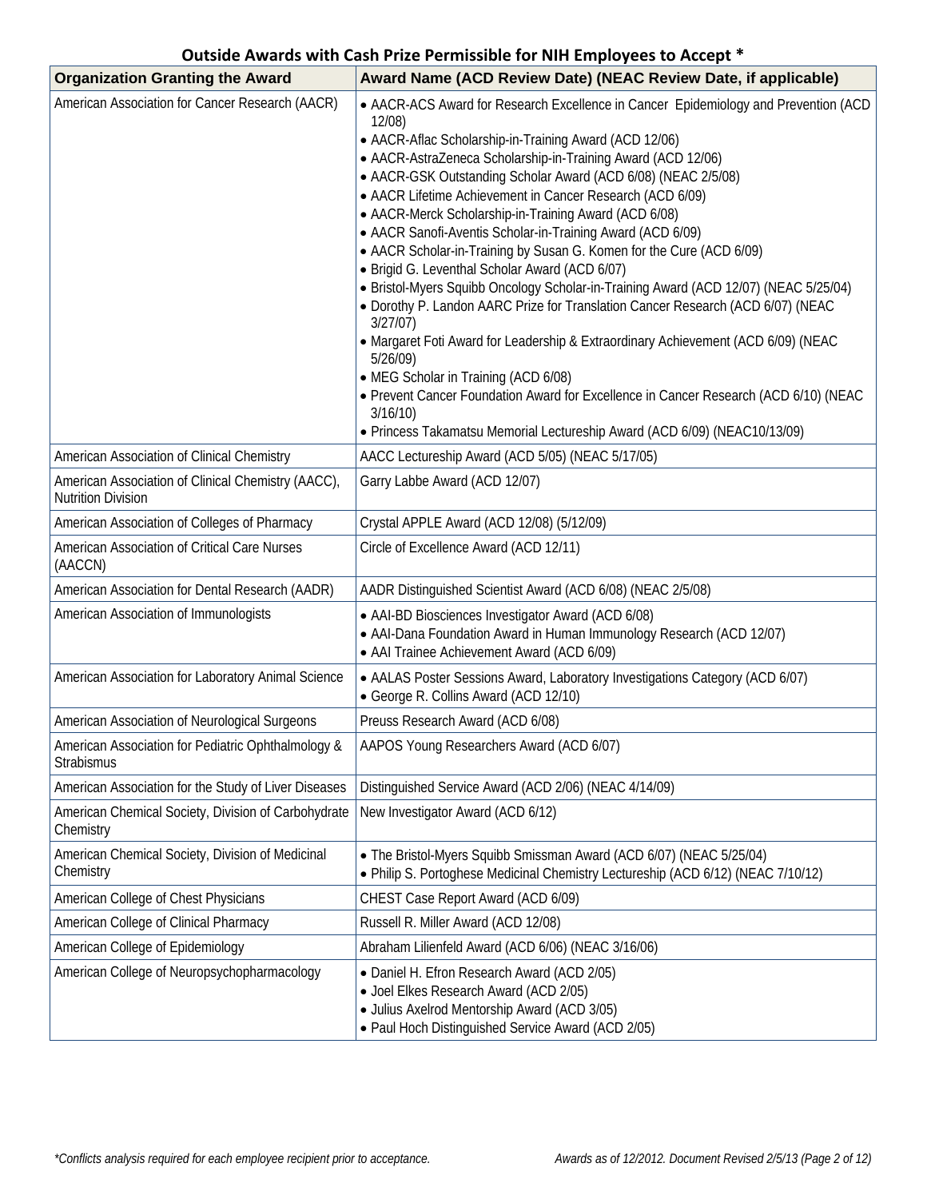## Outside Awards with Cash Prize Permissible for NIH Employees to Accept *

| Organization Granting the Award | Award Name (ACD Review Date) (NEAC Review Date, if applicable) |
|---|---|
| American Association for Cancer Research (AACR) | • AACR-ACS Award for Research Excellence in Cancer Epidemiology and Prevention (ACD 12/08)<br>• AACR-Aflac Scholarship-in-Training Award (ACD 12/06)<br>• AACR-AstraZeneca Scholarship-in-Training Award (ACD 12/06)<br>• AACR-GSK Outstanding Scholar Award (ACD 6/08) (NEAC 2/5/08)<br>• AACR Lifetime Achievement in Cancer Research (ACD 6/09)<br>• AACR-Merck Scholarship-in-Training Award (ACD 6/08)<br>• AACR Sanofi-Aventis Scholar-in-Training Award (ACD 6/09)<br>• AACR Scholar-in-Training by Susan G. Komen for the Cure (ACD 6/09)<br>• Brigid G. Leventhal Scholar Award (ACD 6/07)<br>• Bristol-Myers Squibb Oncology Scholar-in-Training Award (ACD 12/07) (NEAC 5/25/04)<br>• Dorothy P. Landon AARC Prize for Translation Cancer Research (ACD 6/07) (NEAC 3/27/07)<br>• Margaret Foti Award for Leadership & Extraordinary Achievement (ACD 6/09) (NEAC 5/26/09)<br>• MEG Scholar in Training (ACD 6/08)<br>• Prevent Cancer Foundation Award for Excellence in Cancer Research (ACD 6/10) (NEAC 3/16/10)<br>• Princess Takamatsu Memorial Lectureship Award (ACD 6/09) (NEAC10/13/09) |
| American Association of Clinical Chemistry | AACC Lectureship Award (ACD 5/05) (NEAC 5/17/05) |
| American Association of Clinical Chemistry (AACC), Nutrition Division | Garry Labbe Award (ACD 12/07) |
| American Association of Colleges of Pharmacy | Crystal APPLE Award (ACD 12/08) (5/12/09) |
| American Association of Critical Care Nurses (AACCN) | Circle of Excellence Award (ACD 12/11) |
| American Association for Dental Research (AADR) | AADR Distinguished Scientist Award (ACD 6/08) (NEAC 2/5/08) |
| American Association of Immunologists | • AAI-BD Biosciences Investigator Award (ACD 6/08)<br>• AAI-Dana Foundation Award in Human Immunology Research (ACD 12/07)<br>• AAI Trainee Achievement Award (ACD 6/09) |
| American Association for Laboratory Animal Science | • AALAS Poster Sessions Award, Laboratory Investigations Category (ACD 6/07)<br>• George R. Collins Award (ACD 12/10) |
| American Association of Neurological Surgeons | Preuss Research Award (ACD 6/08) |
| American Association for Pediatric Ophthalmology & Strabismus | AAPOS Young Researchers Award (ACD 6/07) |
| American Association for the Study of Liver Diseases | Distinguished Service Award (ACD 2/06) (NEAC 4/14/09) |
| American Chemical Society, Division of Carbohydrate Chemistry | New Investigator Award (ACD 6/12) |
| American Chemical Society, Division of Medicinal Chemistry | • The Bristol-Myers Squibb Smissman Award (ACD 6/07) (NEAC 5/25/04)<br>• Philip S. Portoghese Medicinal Chemistry Lectureship (ACD 6/12) (NEAC 7/10/12) |
| American College of Chest Physicians | CHEST Case Report Award (ACD 6/09) |
| American College of Clinical Pharmacy | Russell R. Miller Award (ACD 12/08) |
| American College of Epidemiology | Abraham Lilienfeld Award (ACD 6/06) (NEAC 3/16/06) |
| American College of Neuropsychopharmacology | • Daniel H. Efron Research Award (ACD 2/05)<br>• Joel Elkes Research Award (ACD 2/05)<br>• Julius Axelrod Mentorship Award (ACD 3/05)<br>• Paul Hoch Distinguished Service Award (ACD 2/05) |

*Conflicts analysis required for each employee recipient prior to acceptance.*

*Awards as of 12/2012. Document Revised 2/5/13*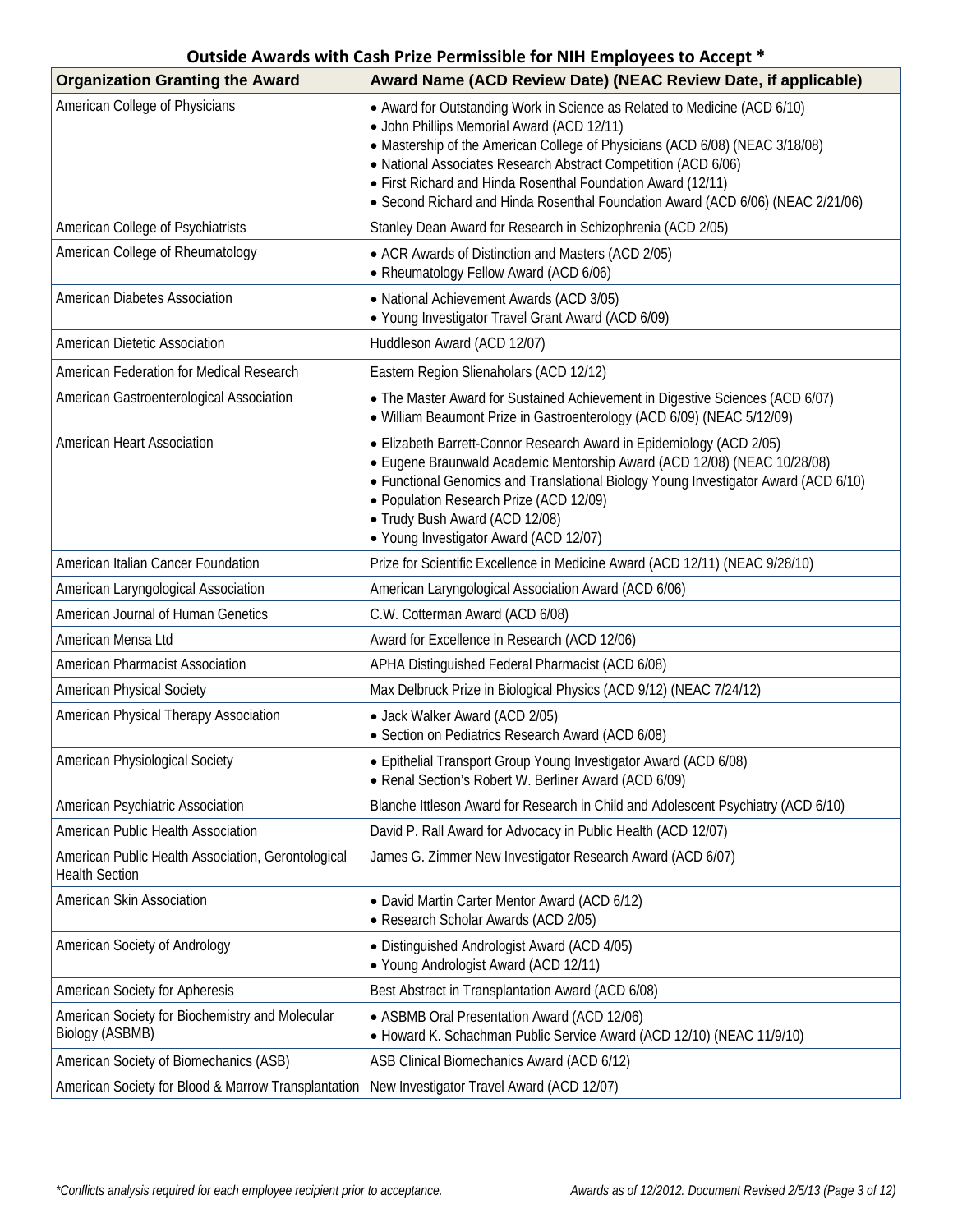## Outside Awards with Cash Prize Permissible for NIH Employees to Accept *

| Organization Granting the Award | Award Name (ACD Review Date) (NEAC Review Date, if applicable) |
|---|---|
| American College of Physicians | • Award for Outstanding Work in Science as Related to Medicine (ACD 6/10)<br>• John Phillips Memorial Award (ACD 12/11)<br>• Mastership of the American College of Physicians (ACD 6/08) (NEAC 3/18/08)<br>• National Associates Research Abstract Competition (ACD 6/06)<br>• First Richard and Hinda Rosenthal Foundation Award (12/11)<br>• Second Richard and Hinda Rosenthal Foundation Award (ACD 6/06) (NEAC 2/21/06) |
| American College of Psychiatrists | Stanley Dean Award for Research in Schizophrenia (ACD 2/05) |
| American College of Rheumatology | • ACR Awards of Distinction and Masters (ACD 2/05)<br>• Rheumatology Fellow Award (ACD 6/06) |
| American Diabetes Association | • National Achievement Awards (ACD 3/05)<br>• Young Investigator Travel Grant Award (ACD 6/09) |
| American Dietetic Association | Huddleson Award (ACD 12/07) |
| American Federation for Medical Research | Eastern Region Slienaholars (ACD 12/12) |
| American Gastroenterological Association | • The Master Award for Sustained Achievement in Digestive Sciences (ACD 6/07)<br>• William Beaumont Prize in Gastroenterology (ACD 6/09) (NEAC 5/12/09) |
| American Heart Association | • Elizabeth Barrett-Connor Research Award in Epidemiology (ACD 2/05)<br>• Eugene Braunwald Academic Mentorship Award (ACD 12/08) (NEAC 10/28/08)<br>• Functional Genomics and Translational Biology Young Investigator Award (ACD 6/10)<br>• Population Research Prize (ACD 12/09)<br>• Trudy Bush Award (ACD 12/08)<br>• Young Investigator Award (ACD 12/07) |
| American Italian Cancer Foundation | Prize for Scientific Excellence in Medicine Award (ACD 12/11) (NEAC 9/28/10) |
| American Laryngological Association | American Laryngological Association Award (ACD 6/06) |
| American Journal of Human Genetics | C.W. Cotterman Award (ACD 6/08) |
| American Mensa Ltd | Award for Excellence in Research (ACD 12/06) |
| American Pharmacist Association | APHA Distinguished Federal Pharmacist (ACD 6/08) |
| American Physical Society | Max Delbruck Prize in Biological Physics (ACD 9/12) (NEAC 7/24/12) |
| American Physical Therapy Association | • Jack Walker Award (ACD 2/05)<br>• Section on Pediatrics Research Award (ACD 6/08) |
| American Physiological Society | • Epithelial Transport Group Young Investigator Award (ACD 6/08)<br>• Renal Section's Robert W. Berliner Award (ACD 6/09) |
| American Psychiatric Association | Blanche Ittleson Award for Research in Child and Adolescent Psychiatry (ACD 6/10) |
| American Public Health Association | David P. Rall Award for Advocacy in Public Health (ACD 12/07) |
| American Public Health Association, Gerontological Health Section | James G. Zimmer New Investigator Research Award (ACD 6/07) |
| American Skin Association | • David Martin Carter Mentor Award (ACD 6/12)<br>• Research Scholar Awards (ACD 2/05) |
| American Society of Andrology | • Distinguished Andrologist Award (ACD 4/05)<br>• Young Andrologist Award (ACD 12/11) |
| American Society for Apheresis | Best Abstract in Transplantation Award (ACD 6/08) |
| American Society for Biochemistry and Molecular Biology (ASBMB) | • ASBMB Oral Presentation Award (ACD 12/06)<br>• Howard K. Schachman Public Service Award (ACD 12/10) (NEAC 11/9/10) |
| American Society of Biomechanics (ASB) | ASB Clinical Biomechanics Award (ACD 6/12) |
| American Society for Blood & Marrow Transplantation | New Investigator Travel Award (ACD 12/07) |

*Conflicts analysis required for each employee recipient prior to acceptance.*

*Awards as of 12/2012. Document Revised 2/5/13*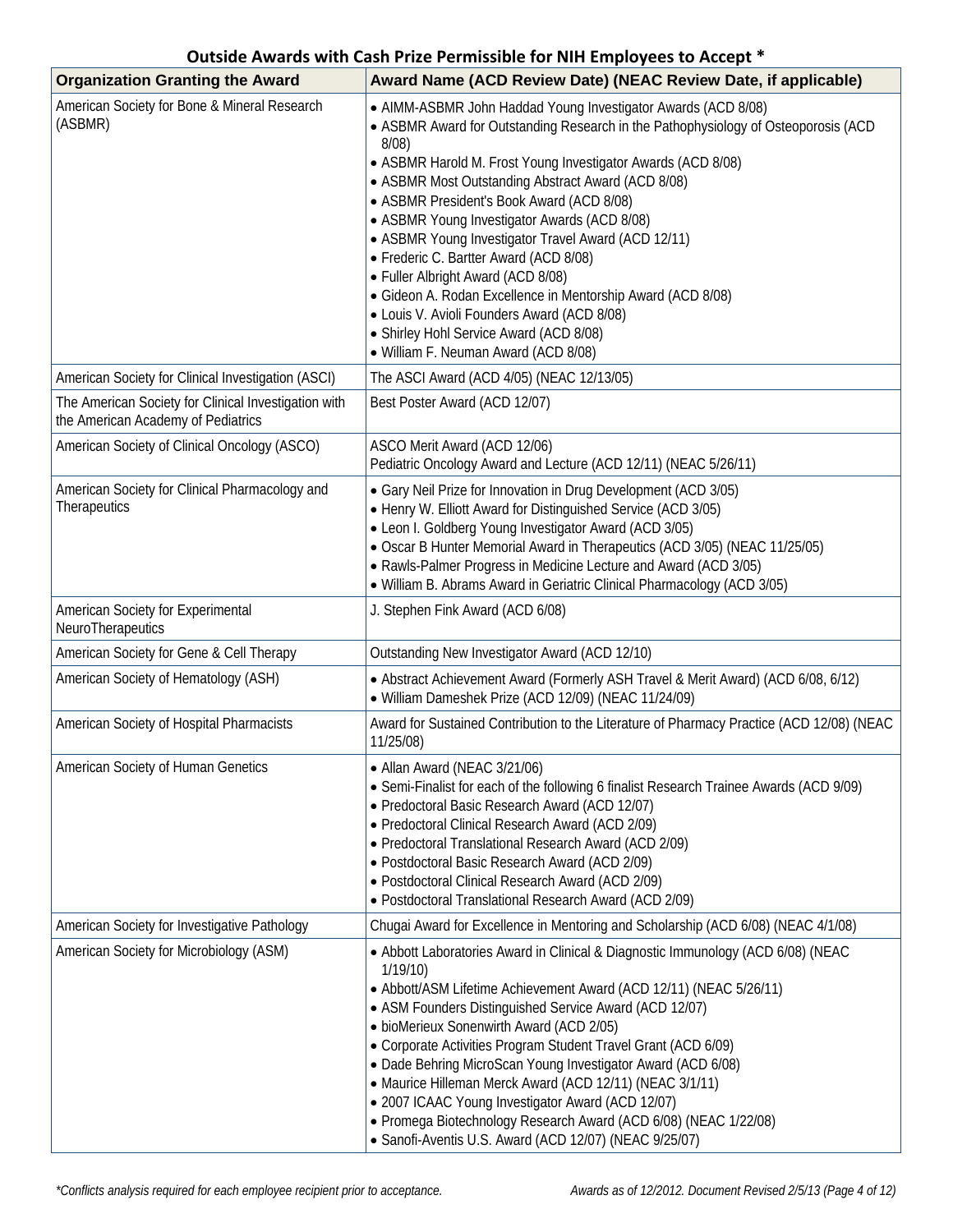**Outside Awards with Cash Prize Permissible for NIH Employees to Accept ***

| Organization Granting the Award | Award Name (ACD Review Date) (NEAC Review Date, if applicable) |
|---|---|
| American Society for Bone & Mineral Research (ASBMR) | • AIMM-ASBMR John Haddad Young Investigator Awards (ACD 8/08)<br>• ASBMR Award for Outstanding Research in the Pathophysiology of Osteoporosis (ACD 8/08)<br>• ASBMR Harold M. Frost Young Investigator Awards (ACD 8/08)<br>• ASBMR Most Outstanding Abstract Award (ACD 8/08)<br>• ASBMR President's Book Award (ACD 8/08)<br>• ASBMR Young Investigator Awards (ACD 8/08)<br>• ASBMR Young Investigator Travel Award (ACD 12/11)<br>• Frederic C. Bartter Award (ACD 8/08)<br>• Fuller Albright Award (ACD 8/08)<br>• Gideon A. Rodan Excellence in Mentorship Award (ACD 8/08)<br>• Louis V. Avioli Founders Award (ACD 8/08)<br>• Shirley Hohl Service Award (ACD 8/08)<br>• William F. Neuman Award (ACD 8/08) |
| American Society for Clinical Investigation (ASCI) | The ASCI Award (ACD 4/05) (NEAC 12/13/05) |
| The American Society for Clinical Investigation with the American Academy of Pediatrics | Best Poster Award (ACD 12/07) |
| American Society of Clinical Oncology (ASCO) | ASCO Merit Award (ACD 12/06)<br>Pediatric Oncology Award and Lecture (ACD 12/11) (NEAC 5/26/11) |
| American Society for Clinical Pharmacology and Therapeutics | • Gary Neil Prize for Innovation in Drug Development (ACD 3/05)<br>• Henry W. Elliott Award for Distinguished Service (ACD 3/05)<br>• Leon I. Goldberg Young Investigator Award (ACD 3/05)<br>• Oscar B Hunter Memorial Award in Therapeutics (ACD 3/05) (NEAC 11/25/05)<br>• Rawls-Palmer Progress in Medicine Lecture and Award (ACD 3/05)<br>• William B. Abrams Award in Geriatric Clinical Pharmacology (ACD 3/05) |
| American Society for Experimental NeuroTherapeutics | J. Stephen Fink Award (ACD 6/08) |
| American Society for Gene & Cell Therapy | Outstanding New Investigator Award (ACD 12/10) |
| American Society of Hematology (ASH) | • Abstract Achievement Award (Formerly ASH Travel & Merit Award) (ACD 6/08, 6/12)<br>• William Dameshek Prize (ACD 12/09) (NEAC 11/24/09) |
| American Society of Hospital Pharmacists | Award for Sustained Contribution to the Literature of Pharmacy Practice (ACD 12/08) (NEAC 11/25/08) |
| American Society of Human Genetics | • Allan Award (NEAC 3/21/06)<br>• Semi-Finalist for each of the following 6 finalist Research Trainee Awards (ACD 9/09)<br>• Predoctoral Basic Research Award (ACD 12/07)<br>• Predoctoral Clinical Research Award (ACD 2/09)<br>• Predoctoral Translational Research Award (ACD 2/09)<br>• Postdoctoral Basic Research Award (ACD 2/09)<br>• Postdoctoral Clinical Research Award (ACD 2/09)<br>• Postdoctoral Translational Research Award (ACD 2/09) |
| American Society for Investigative Pathology | Chugai Award for Excellence in Mentoring and Scholarship (ACD 6/08) (NEAC 4/1/08) |
| American Society for Microbiology (ASM) | • Abbott Laboratories Award in Clinical & Diagnostic Immunology (ACD 6/08) (NEAC 1/19/10)<br>• Abbott/ASM Lifetime Achievement Award (ACD 12/11) (NEAC 5/26/11)<br>• ASM Founders Distinguished Service Award (ACD 12/07)<br>• bioMerieux Sonenwirth Award (ACD 2/05)<br>• Corporate Activities Program Student Travel Grant (ACD 6/09)<br>• Dade Behring MicroScan Young Investigator Award (ACD 6/08)<br>• Maurice Hilleman Merck Award (ACD 12/11) (NEAC 3/1/11)<br>• 2007 ICAAC Young Investigator Award (ACD 12/07)<br>• Promega Biotechnology Research Award (ACD 6/08) (NEAC 1/22/08)<br>• Sanofi-Aventis U.S. Award (ACD 12/07) (NEAC 9/25/07) |

*\*Conflicts analysis required for each employee recipient prior to acceptance.*

*Awards as of 12/2012. Document Revised 2/5/13*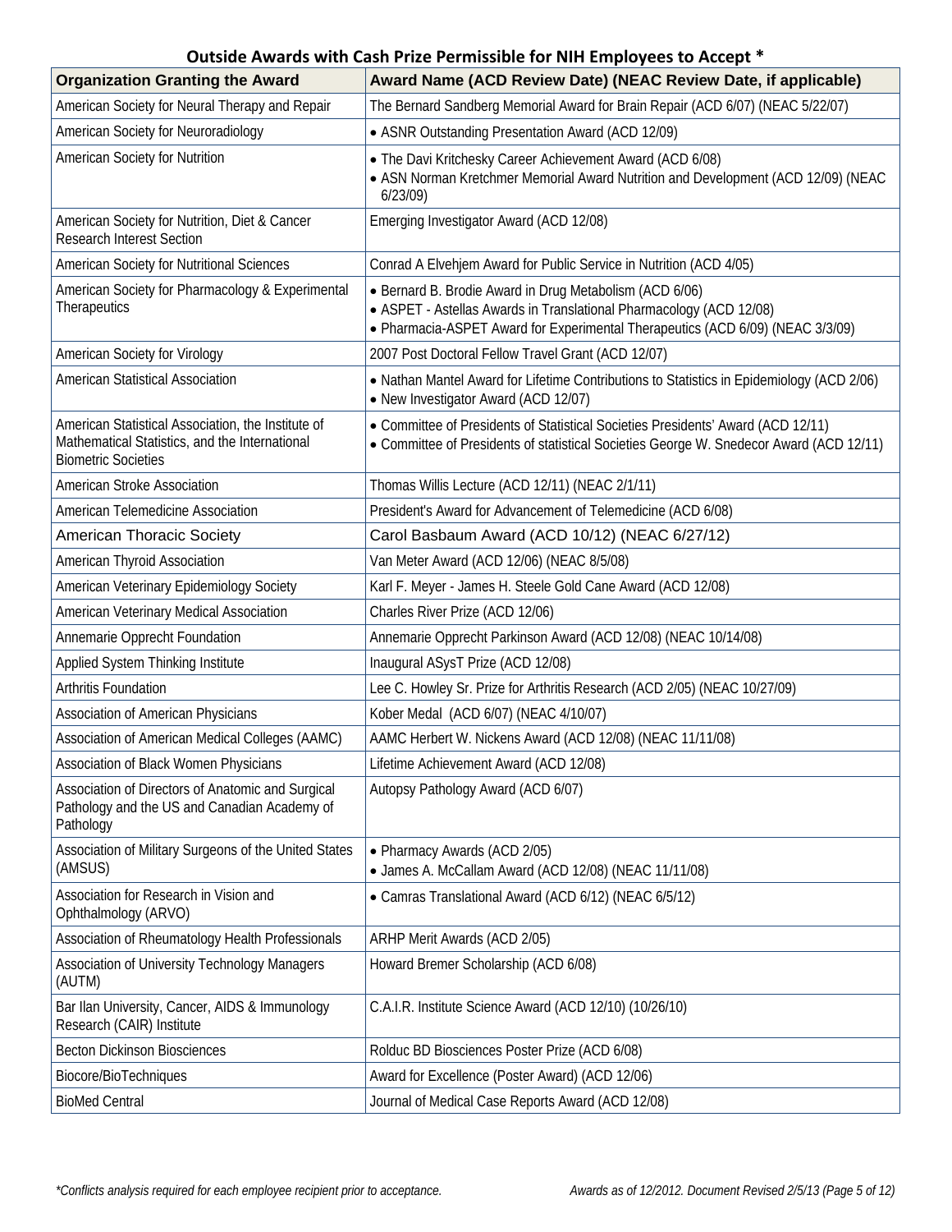## Outside Awards with Cash Prize Permissible for NIH Employees to Accept *

| Organization Granting the Award | Award Name (ACD Review Date) (NEAC Review Date, if applicable) |
|---|---|
| American Society for Neural Therapy and Repair | The Bernard Sandberg Memorial Award for Brain Repair (ACD 6/07) (NEAC 5/22/07) |
| American Society for Neuroradiology | • ASNR Outstanding Presentation Award (ACD 12/09) |
| American Society for Nutrition | • The Davi Kritchesky Career Achievement Award (ACD 6/08)<br>• ASN Norman Kretchmer Memorial Award Nutrition and Development (ACD 12/09) (NEAC 6/23/09) |
| American Society for Nutrition, Diet & Cancer Research Interest Section | Emerging Investigator Award (ACD 12/08) |
| American Society for Nutritional Sciences | Conrad A Elvehjem Award for Public Service in Nutrition (ACD 4/05) |
| American Society for Pharmacology & Experimental Therapeutics | • Bernard B. Brodie Award in Drug Metabolism (ACD 6/06)<br>• ASPET - Astellas Awards in Translational Pharmacology (ACD 12/08)<br>• Pharmacia-ASPET Award for Experimental Therapeutics (ACD 6/09) (NEAC 3/3/09) |
| American Society for Virology | 2007 Post Doctoral Fellow Travel Grant (ACD 12/07) |
| American Statistical Association | • Nathan Mantel Award for Lifetime Contributions to Statistics in Epidemiology (ACD 2/06)<br>• New Investigator Award (ACD 12/07) |
| American Statistical Association, the Institute of Mathematical Statistics, and the International Biometric Societies | • Committee of Presidents of Statistical Societies Presidents' Award (ACD 12/11)<br>• Committee of Presidents of statistical Societies George W. Snedecor Award (ACD 12/11) |
| American Stroke Association | Thomas Willis Lecture (ACD 12/11) (NEAC 2/1/11) |
| American Telemedicine Association | President's Award for Advancement of Telemedicine (ACD 6/08) |
| American Thoracic Society | Carol Basbaum Award (ACD 10/12) (NEAC 6/27/12) |
| American Thyroid Association | Van Meter Award (ACD 12/06) (NEAC 8/5/08) |
| American Veterinary Epidemiology Society | Karl F. Meyer - James H. Steele Gold Cane Award (ACD 12/08) |
| American Veterinary Medical Association | Charles River Prize (ACD 12/06) |
| Annemarie Opprecht Foundation | Annemarie Opprecht Parkinson Award (ACD 12/08) (NEAC 10/14/08) |
| Applied System Thinking Institute | Inaugural ASysT Prize (ACD 12/08) |
| Arthritis Foundation | Lee C. Howley Sr. Prize for Arthritis Research (ACD 2/05) (NEAC 10/27/09) |
| Association of American Physicians | Kober Medal (ACD 6/07) (NEAC 4/10/07) |
| Association of American Medical Colleges (AAMC) | AAMC Herbert W. Nickens Award (ACD 12/08) (NEAC 11/11/08) |
| Association of Black Women Physicians | Lifetime Achievement Award (ACD 12/08) |
| Association of Directors of Anatomic and Surgical Pathology and the US and Canadian Academy of Pathology | Autopsy Pathology Award (ACD 6/07) |
| Association of Military Surgeons of the United States (AMSUS) | • Pharmacy Awards (ACD 2/05)<br>• James A. McCallam Award (ACD 12/08) (NEAC 11/11/08) |
| Association for Research in Vision and Ophthalmology (ARVO) | • Camras Translational Award (ACD 6/12) (NEAC 6/5/12) |
| Association of Rheumatology Health Professionals | ARHP Merit Awards (ACD 2/05) |
| Association of University Technology Managers (AUTM) | Howard Bremer Scholarship (ACD 6/08) |
| Bar Ilan University, Cancer, AIDS & Immunology Research (CAIR) Institute | C.A.I.R. Institute Science Award (ACD 12/10) (10/26/10) |
| Becton Dickinson Biosciences | Rolduc BD Biosciences Poster Prize (ACD 6/08) |
| Biocore/BioTechniques | Award for Excellence (Poster Award) (ACD 12/06) |
| BioMed Central | Journal of Medical Case Reports Award (ACD 12/08) |

*\*Conflicts analysis required for each employee recipient prior to acceptance.*

*Awards as of 12/2012. Document Revised 2/5/13*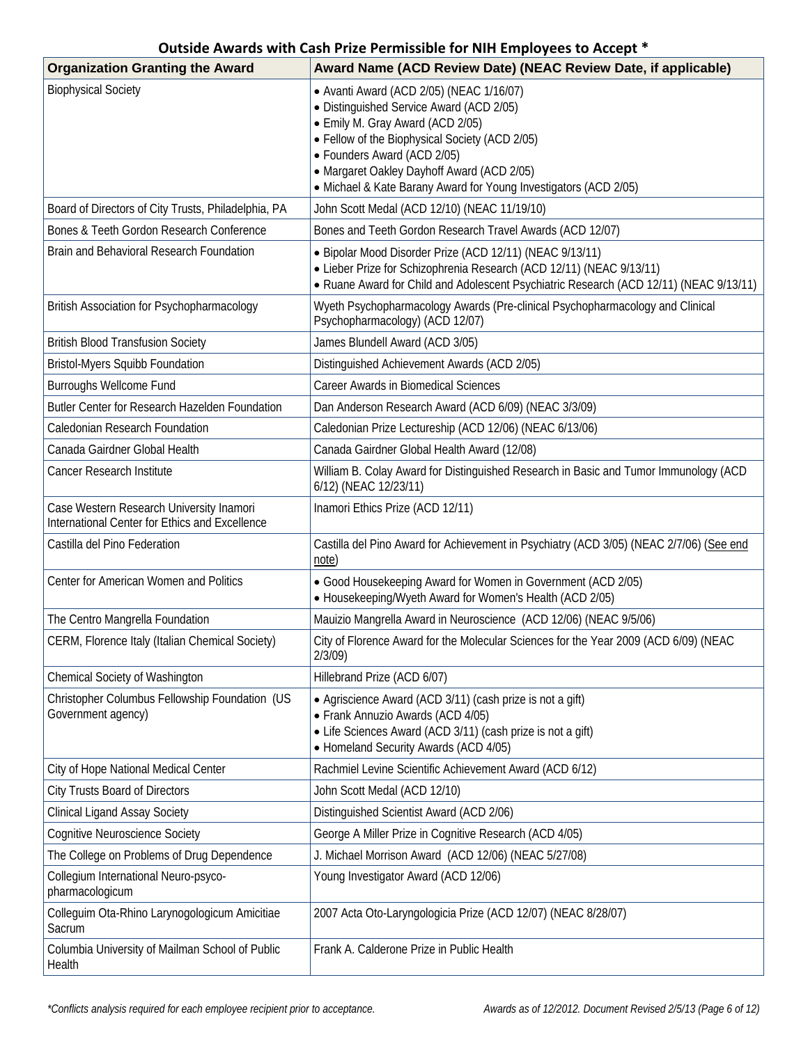## Outside Awards with Cash Prize Permissible for NIH Employees to Accept *

| Organization Granting the Award | Award Name (ACD Review Date) (NEAC Review Date, if applicable) |
|---|---|
| Biophysical Society | • Avanti Award (ACD 2/05) (NEAC 1/16/07)<br>• Distinguished Service Award (ACD 2/05)<br>• Emily M. Gray Award (ACD 2/05)<br>• Fellow of the Biophysical Society (ACD 2/05)<br>• Founders Award (ACD 2/05)<br>• Margaret Oakley Dayhoff Award (ACD 2/05)<br>• Michael & Kate Barany Award for Young Investigators (ACD 2/05) |
| Board of Directors of City Trusts, Philadelphia, PA | John Scott Medal (ACD 12/10) (NEAC 11/19/10) |
| Bones & Teeth Gordon Research Conference | Bones and Teeth Gordon Research Travel Awards (ACD 12/07) |
| Brain and Behavioral Research Foundation | • Bipolar Mood Disorder Prize (ACD 12/11) (NEAC 9/13/11)<br>• Lieber Prize for Schizophrenia Research (ACD 12/11) (NEAC 9/13/11)<br>• Ruane Award for Child and Adolescent Psychiatric Research (ACD 12/11) (NEAC 9/13/11) |
| British Association for Psychopharmacology | Wyeth Psychopharmacology Awards (Pre-clinical Psychopharmacology and Clinical Psychopharmacology) (ACD 12/07) |
| British Blood Transfusion Society | James Blundell Award (ACD 3/05) |
| Bristol-Myers Squibb Foundation | Distinguished Achievement Awards (ACD 2/05) |
| Burroughs Wellcome Fund | Career Awards in Biomedical Sciences |
| Butler Center for Research Hazelden Foundation | Dan Anderson Research Award (ACD 6/09) (NEAC 3/3/09) |
| Caledonian Research Foundation | Caledonian Prize Lectureship (ACD 12/06) (NEAC 6/13/06) |
| Canada Gairdner Global Health | Canada Gairdner Global Health Award (12/08) |
| Cancer Research Institute | William B. Colay Award for Distinguished Research in Basic and Tumor Immunology (ACD 6/12) (NEAC 12/23/11) |
| Case Western Research University Inamori International Center for Ethics and Excellence | Inamori Ethics Prize (ACD 12/11) |
| Castilla del Pino Federation | Castilla del Pino Award for Achievement in Psychiatry (ACD 3/05) (NEAC 2/7/06) (See end note) |
| Center for American Women and Politics | • Good Housekeeping Award for Women in Government (ACD 2/05)<br>• Housekeeping/Wyeth Award for Women's Health (ACD 2/05) |
| The Centro Mangrella Foundation | Mauizio Mangrella Award in Neuroscience (ACD 12/06) (NEAC 9/5/06) |
| CERM, Florence Italy (Italian Chemical Society) | City of Florence Award for the Molecular Sciences for the Year 2009 (ACD 6/09) (NEAC 2/3/09) |
| Chemical Society of Washington | Hillebrand Prize (ACD 6/07) |
| Christopher Columbus Fellowship Foundation (US Government agency) | • Agriscience Award (ACD 3/11) (cash prize is not a gift)<br>• Frank Annuzio Awards (ACD 4/05)<br>• Life Sciences Award (ACD 3/11) (cash prize is not a gift)<br>• Homeland Security Awards (ACD 4/05) |
| City of Hope National Medical Center | Rachmiel Levine Scientific Achievement Award (ACD 6/12) |
| City Trusts Board of Directors | John Scott Medal (ACD 12/10) |
| Clinical Ligand Assay Society | Distinguished Scientist Award (ACD 2/06) |
| Cognitive Neuroscience Society | George A Miller Prize in Cognitive Research (ACD 4/05) |
| The College on Problems of Drug Dependence | J. Michael Morrison Award (ACD 12/06) (NEAC 5/27/08) |
| Collegium International Neuro-psyco-pharmacologicum | Young Investigator Award (ACD 12/06) |
| Colleguim Ota-Rhino Larynogologicum Amicitiae Sacrum | 2007 Acta Oto-Laryngologicia Prize (ACD 12/07) (NEAC 8/28/07) |
| Columbia University of Mailman School of Public Health | Frank A. Calderone Prize in Public Health |

*\*Conflicts analysis required for each employee recipient prior to acceptance.*

*Awards as of 12/2012. Document Revised 2/5/13*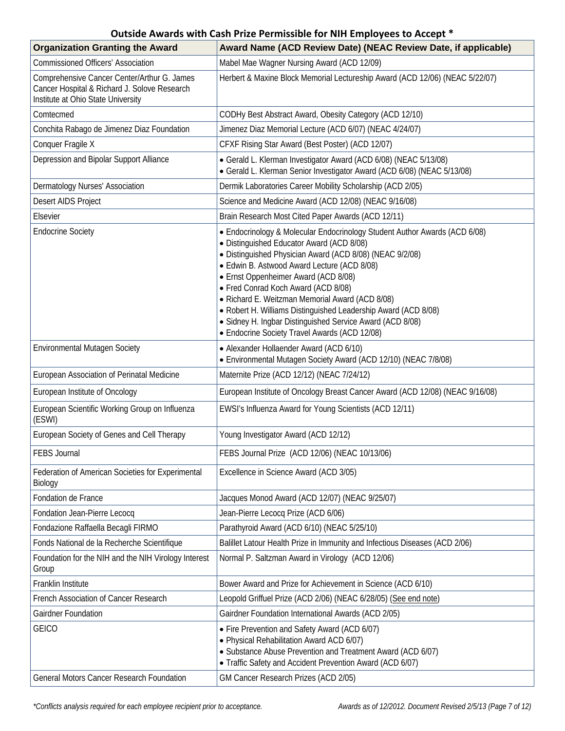## Outside Awards with Cash Prize Permissible for NIH Employees to Accept *

| Organization Granting the Award | Award Name (ACD Review Date) (NEAC Review Date, if applicable) |
|---|---|
| Commissioned Officers' Association | Mabel Mae Wagner Nursing Award (ACD 12/09) |
| Comprehensive Cancer Center/Arthur G. James Cancer Hospital & Richard J. Solove Research Institute at Ohio State University | Herbert & Maxine Block Memorial Lectureship Award (ACD 12/06) (NEAC 5/22/07) |
| Comtecmed | CODHy Best Abstract Award, Obesity Category (ACD 12/10) |
| Conchita Rabago de Jimenez Diaz Foundation | Jimenez Diaz Memorial Lecture (ACD 6/07) (NEAC 4/24/07) |
| Conquer Fragile X | CFXF Rising Star Award (Best Poster) (ACD 12/07) |
| Depression and Bipolar Support Alliance | • Gerald L. Klerman Investigator Award (ACD 6/08) (NEAC 5/13/08)<br>• Gerald L. Klerman Senior Investigator Award (ACD 6/08) (NEAC 5/13/08) |
| Dermatology Nurses' Association | Dermik Laboratories Career Mobility Scholarship (ACD 2/05) |
| Desert AIDS Project | Science and Medicine Award (ACD 12/08) (NEAC 9/16/08) |
| Elsevier | Brain Research Most Cited Paper Awards (ACD 12/11) |
| Endocrine Society | • Endocrinology & Molecular Endocrinology Student Author Awards (ACD 6/08)<br>• Distinguished Educator Award (ACD 8/08)<br>• Distinguished Physician Award (ACD 8/08) (NEAC 9/2/08)<br>• Edwin B. Astwood Award Lecture (ACD 8/08)<br>• Ernst Oppenheimer Award (ACD 8/08)<br>• Fred Conrad Koch Award (ACD 8/08)<br>• Richard E. Weitzman Memorial Award (ACD 8/08)<br>• Robert H. Williams Distinguished Leadership Award (ACD 8/08)<br>• Sidney H. Ingbar Distinguished Service Award (ACD 8/08)<br>• Endocrine Society Travel Awards (ACD 12/08) |
| Environmental Mutagen Society | • Alexander Hollaender Award (ACD 6/10)<br>• Environmental Mutagen Society Award (ACD 12/10) (NEAC 7/8/08) |
| European Association of Perinatal Medicine | Maternite Prize (ACD 12/12) (NEAC 7/24/12) |
| European Institute of Oncology | European Institute of Oncology Breast Cancer Award (ACD 12/08) (NEAC 9/16/08) |
| European Scientific Working Group on Influenza (ESWI) | EWSI's Influenza Award for Young Scientists (ACD 12/11) |
| European Society of Genes and Cell Therapy | Young Investigator Award (ACD 12/12) |
| FEBS Journal | FEBS Journal Prize (ACD 12/06) (NEAC 10/13/06) |
| Federation of American Societies for Experimental Biology | Excellence in Science Award (ACD 3/05) |
| Fondation de France | Jacques Monod Award (ACD 12/07) (NEAC 9/25/07) |
| Fondation Jean-Pierre Lecocq | Jean-Pierre Lecocq Prize (ACD 6/06) |
| Fondazione Raffaella Becagli FIRMO | Parathyroid Award (ACD 6/10) (NEAC 5/25/10) |
| Fonds National de la Recherche Scientifique | Balillet Latour Health Prize in Immunity and Infectious Diseases (ACD 2/06) |
| Foundation for the NIH and the NIH Virology Interest Group | Normal P. Saltzman Award in Virology (ACD 12/06) |
| Franklin Institute | Bower Award and Prize for Achievement in Science (ACD 6/10) |
| French Association of Cancer Research | Leopold Griffuel Prize (ACD 2/06) (NEAC 6/28/05) (See end note) |
| Gairdner Foundation | Gairdner Foundation International Awards (ACD 2/05) |
| GEICO | • Fire Prevention and Safety Award (ACD 6/07)<br>• Physical Rehabilitation Award ACD 6/07)<br>• Substance Abuse Prevention and Treatment Award (ACD 6/07)<br>• Traffic Safety and Accident Prevention Award (ACD 6/07) |
| General Motors Cancer Research Foundation | GM Cancer Research Prizes (ACD 2/05) |

*\*Conflicts analysis required for each employee recipient prior to acceptance.*

*Awards as of 12/2012. Document Revised 2/5/13*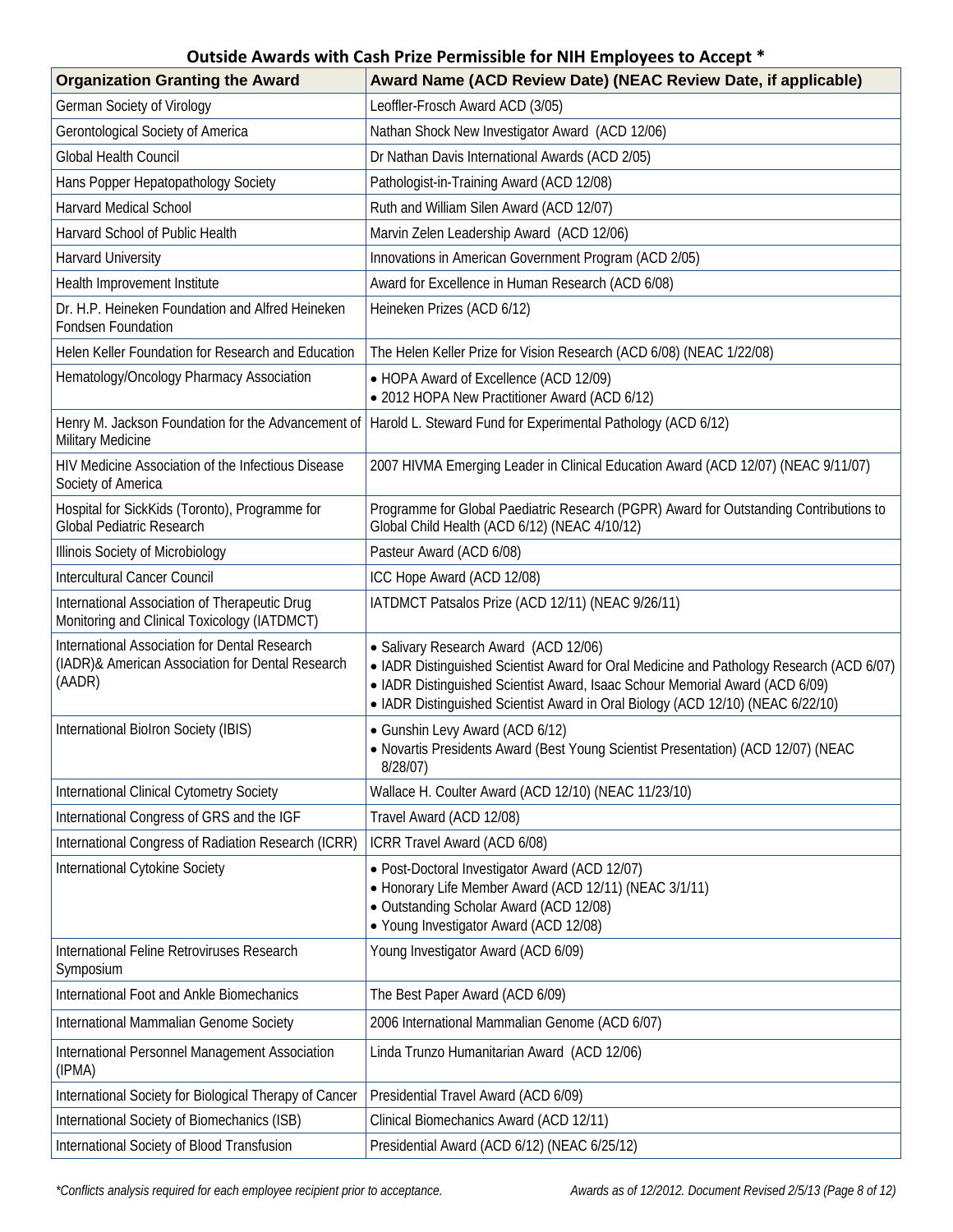## Outside Awards with Cash Prize Permissible for NIH Employees to Accept *

| Organization Granting the Award | Award Name (ACD Review Date) (NEAC Review Date, if applicable) |
|---|---|
| German Society of Virology | Leoffler-Frosch Award ACD (3/05) |
| Gerontological Society of America | Nathan Shock New Investigator Award (ACD 12/06) |
| Global Health Council | Dr Nathan Davis International Awards (ACD 2/05) |
| Hans Popper Hepatopathology Society | Pathologist-in-Training Award (ACD 12/08) |
| Harvard Medical School | Ruth and William Silen Award (ACD 12/07) |
| Harvard School of Public Health | Marvin Zelen Leadership Award (ACD 12/06) |
| Harvard University | Innovations in American Government Program (ACD 2/05) |
| Health Improvement Institute | Award for Excellence in Human Research (ACD 6/08) |
| Dr. H.P. Heineken Foundation and Alfred Heineken Fondsen Foundation | Heineken Prizes (ACD 6/12) |
| Helen Keller Foundation for Research and Education | The Helen Keller Prize for Vision Research (ACD 6/08) (NEAC 1/22/08) |
| Hematology/Oncology Pharmacy Association | • HOPA Award of Excellence (ACD 12/09)<br>• 2012 HOPA New Practitioner Award (ACD 6/12) |
| Henry M. Jackson Foundation for the Advancement of Military Medicine | Harold L. Steward Fund for Experimental Pathology (ACD 6/12) |
| HIV Medicine Association of the Infectious Disease Society of America | 2007 HIVMA Emerging Leader in Clinical Education Award (ACD 12/07) (NEAC 9/11/07) |
| Hospital for SickKids (Toronto), Programme for Global Pediatric Research | Programme for Global Paediatric Research (PGPR) Award for Outstanding Contributions to Global Child Health (ACD 6/12) (NEAC 4/10/12) |
| Illinois Society of Microbiology | Pasteur Award (ACD 6/08) |
| Intercultural Cancer Council | ICC Hope Award (ACD 12/08) |
| International Association of Therapeutic Drug Monitoring and Clinical Toxicology (IATDMCT) | IATDMCT Patsalos Prize (ACD 12/11) (NEAC 9/26/11) |
| International Association for Dental Research (IADR)& American Association for Dental Research (AADR) | • Salivary Research Award (ACD 12/06)<br>• IADR Distinguished Scientist Award for Oral Medicine and Pathology Research (ACD 6/07)<br>• IADR Distinguished Scientist Award, Isaac Schour Memorial Award (ACD 6/09)<br>• IADR Distinguished Scientist Award in Oral Biology (ACD 12/10) (NEAC 6/22/10) |
| International BioIron Society (IBIS) | • Gunshin Levy Award (ACD 6/12)<br>• Novartis Presidents Award (Best Young Scientist Presentation) (ACD 12/07) (NEAC 8/28/07) |
| International Clinical Cytometry Society | Wallace H. Coulter Award (ACD 12/10) (NEAC 11/23/10) |
| International Congress of GRS and the IGF | Travel Award (ACD 12/08) |
| International Congress of Radiation Research (ICRR) | ICRR Travel Award (ACD 6/08) |
| International Cytokine Society | • Post-Doctoral Investigator Award (ACD 12/07)<br>• Honorary Life Member Award (ACD 12/11) (NEAC 3/1/11)<br>• Outstanding Scholar Award (ACD 12/08)<br>• Young Investigator Award (ACD 12/08) |
| International Feline Retroviruses Research Symposium | Young Investigator Award (ACD 6/09) |
| International Foot and Ankle Biomechanics | The Best Paper Award (ACD 6/09) |
| International Mammalian Genome Society | 2006 International Mammalian Genome (ACD 6/07) |
| International Personnel Management Association (IPMA) | Linda Trunzo Humanitarian Award (ACD 12/06) |
| International Society for Biological Therapy of Cancer | Presidential Travel Award (ACD 6/09) |
| International Society of Biomechanics (ISB) | Clinical Biomechanics Award (ACD 12/11) |
| International Society of Blood Transfusion | Presidential Award (ACD 6/12) (NEAC 6/25/12) |

*\*Conflicts analysis required for each employee recipient prior to acceptance.* *Awards as of 12/2012. Document Revised 2/5/13*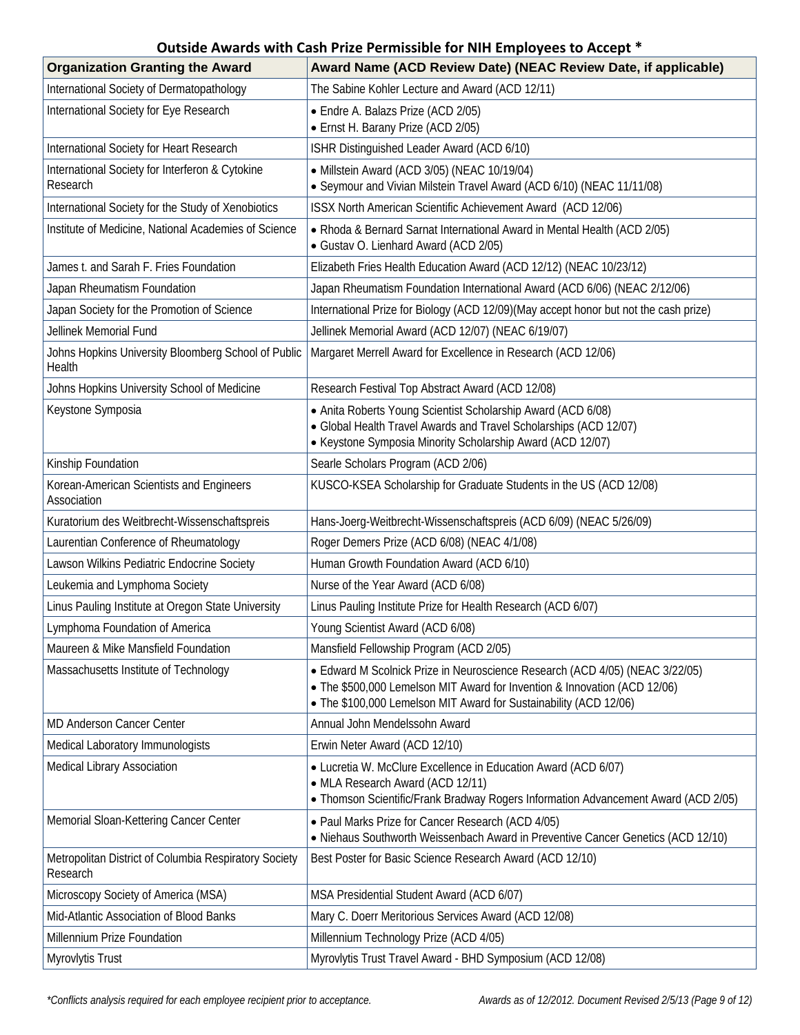## Outside Awards with Cash Prize Permissible for NIH Employees to Accept *

| Organization Granting the Award | Award Name (ACD Review Date) (NEAC Review Date, if applicable) |
|---|---|
| International Society of Dermatopathology | The Sabine Kohler Lecture and Award (ACD 12/11) |
| International Society for Eye Research | • Endre A. Balazs Prize (ACD 2/05)<br>• Ernst H. Barany Prize (ACD 2/05) |
| International Society for Heart Research | ISHR Distinguished Leader Award (ACD 6/10) |
| International Society for Interferon & Cytokine Research | • Millstein Award (ACD 3/05) (NEAC 10/19/04)<br>• Seymour and Vivian Milstein Travel Award (ACD 6/10) (NEAC 11/11/08) |
| International Society for the Study of Xenobiotics | ISSX North American Scientific Achievement Award (ACD 12/06) |
| Institute of Medicine, National Academies of Science | • Rhoda & Bernard Sarnat International Award in Mental Health (ACD 2/05)<br>• Gustav O. Lienhard Award (ACD 2/05) |
| James t. and Sarah F. Fries Foundation | Elizabeth Fries Health Education Award (ACD 12/12) (NEAC 10/23/12) |
| Japan Rheumatism Foundation | Japan Rheumatism Foundation International Award (ACD 6/06) (NEAC 2/12/06) |
| Japan Society for the Promotion of Science | International Prize for Biology (ACD 12/09)(May accept honor but not the cash prize) |
| Jellinek Memorial Fund | Jellinek Memorial Award (ACD 12/07) (NEAC 6/19/07) |
| Johns Hopkins University Bloomberg School of Public Health | Margaret Merrell Award for Excellence in Research (ACD 12/06) |
| Johns Hopkins University School of Medicine | Research Festival Top Abstract Award (ACD 12/08) |
| Keystone Symposia | • Anita Roberts Young Scientist Scholarship Award (ACD 6/08)<br>• Global Health Travel Awards and Travel Scholarships (ACD 12/07)<br>• Keystone Symposia Minority Scholarship Award (ACD 12/07) |
| Kinship Foundation | Searle Scholars Program (ACD 2/06) |
| Korean-American Scientists and Engineers Association | KUSCO-KSEA Scholarship for Graduate Students in the US (ACD 12/08) |
| Kuratorium des Weitbrecht-Wissenschaftspreis | Hans-Joerg-Weitbrecht-Wissenschaftspreis (ACD 6/09) (NEAC 5/26/09) |
| Laurentian Conference of Rheumatology | Roger Demers Prize (ACD 6/08) (NEAC 4/1/08) |
| Lawson Wilkins Pediatric Endocrine Society | Human Growth Foundation Award (ACD 6/10) |
| Leukemia and Lymphoma Society | Nurse of the Year Award (ACD 6/08) |
| Linus Pauling Institute at Oregon State University | Linus Pauling Institute Prize for Health Research (ACD 6/07) |
| Lymphoma Foundation of America | Young Scientist Award (ACD 6/08) |
| Maureen & Mike Mansfield Foundation | Mansfield Fellowship Program (ACD 2/05) |
| Massachusetts Institute of Technology | • Edward M Scolnick Prize in Neuroscience Research (ACD 4/05) (NEAC 3/22/05)<br>• The $500,000 Lemelson MIT Award for Invention & Innovation (ACD 12/06)<br>• The $100,000 Lemelson MIT Award for Sustainability (ACD 12/06) |
| MD Anderson Cancer Center | Annual John Mendelssohn Award |
| Medical Laboratory Immunologists | Erwin Neter Award (ACD 12/10) |
| Medical Library Association | • Lucretia W. McClure Excellence in Education Award (ACD 6/07)<br>• MLA Research Award (ACD 12/11)<br>• Thomson Scientific/Frank Bradway Rogers Information Advancement Award (ACD 2/05) |
| Memorial Sloan-Kettering Cancer Center | • Paul Marks Prize for Cancer Research (ACD 4/05)<br>• Niehaus Southworth Weissenbach Award in Preventive Cancer Genetics (ACD 12/10) |
| Metropolitan District of Columbia Respiratory Society Research | Best Poster for Basic Science Research Award (ACD 12/10) |
| Microscopy Society of America (MSA) | MSA Presidential Student Award (ACD 6/07) |
| Mid-Atlantic Association of Blood Banks | Mary C. Doerr Meritorious Services Award (ACD 12/08) |
| Millennium Prize Foundation | Millennium Technology Prize (ACD 4/05) |
| Myrovlytis Trust | Myrovlytis Trust Travel Award - BHD Symposium (ACD 12/08) |

*\*Conflicts analysis required for each employee recipient prior to acceptance.*

*Awards as of 12/2012. Document Revised 2/5/13*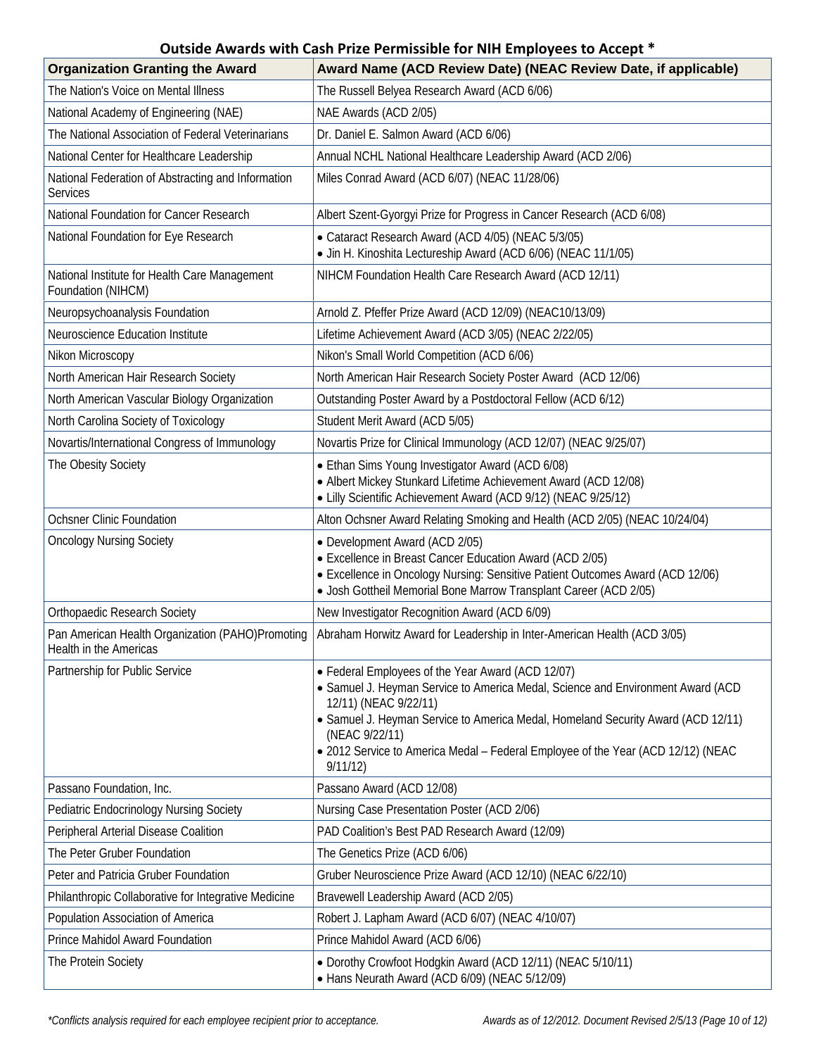**Outside Awards with Cash Prize Permissible for NIH Employees to Accept \***

| Organization Granting the Award | Award Name (ACD Review Date) (NEAC Review Date, if applicable) |
|---|---|
| The Nation's Voice on Mental Illness | The Russell Belyea Research Award (ACD 6/06) |
| National Academy of Engineering (NAE) | NAE Awards (ACD 2/05) |
| The National Association of Federal Veterinarians | Dr. Daniel E. Salmon Award (ACD 6/06) |
| National Center for Healthcare Leadership | Annual NCHL National Healthcare Leadership Award (ACD 2/06) |
| National Federation of Abstracting and Information Services | Miles Conrad Award (ACD 6/07) (NEAC 11/28/06) |
| National Foundation for Cancer Research | Albert Szent-Gyorgyi Prize for Progress in Cancer Research (ACD 6/08) |
| National Foundation for Eye Research | • Cataract Research Award (ACD 4/05) (NEAC 5/3/05)<br>• Jin H. Kinoshita Lectureship Award (ACD 6/06) (NEAC 11/1/05) |
| National Institute for Health Care Management Foundation (NIHCM) | NIHCM Foundation Health Care Research Award (ACD 12/11) |
| Neuropsychoanalysis Foundation | Arnold Z. Pfeffer Prize Award (ACD 12/09) (NEAC10/13/09) |
| Neuroscience Education Institute | Lifetime Achievement Award (ACD 3/05) (NEAC 2/22/05) |
| Nikon Microscopy | Nikon's Small World Competition (ACD 6/06) |
| North American Hair Research Society | North American Hair Research Society Poster Award (ACD 12/06) |
| North American Vascular Biology Organization | Outstanding Poster Award by a Postdoctoral Fellow (ACD 6/12) |
| North Carolina Society of Toxicology | Student Merit Award (ACD 5/05) |
| Novartis/International Congress of Immunology | Novartis Prize for Clinical Immunology (ACD 12/07) (NEAC 9/25/07) |
| The Obesity Society | • Ethan Sims Young Investigator Award (ACD 6/08)<br>• Albert Mickey Stunkard Lifetime Achievement Award (ACD 12/08)<br>• Lilly Scientific Achievement Award (ACD 9/12) (NEAC 9/25/12) |
| Ochsner Clinic Foundation | Alton Ochsner Award Relating Smoking and Health (ACD 2/05) (NEAC 10/24/04) |
| Oncology Nursing Society | • Development Award (ACD 2/05)<br>• Excellence in Breast Cancer Education Award (ACD 2/05)<br>• Excellence in Oncology Nursing: Sensitive Patient Outcomes Award (ACD 12/06)<br>• Josh Gottheil Memorial Bone Marrow Transplant Career (ACD 2/05) |
| Orthopaedic Research Society | New Investigator Recognition Award (ACD 6/09) |
| Pan American Health Organization (PAHO)Promoting Health in the Americas | Abraham Horwitz Award for Leadership in Inter-American Health (ACD 3/05) |
| Partnership for Public Service | • Federal Employees of the Year Award (ACD 12/07)<br>• Samuel J. Heyman Service to America Medal, Science and Environment Award (ACD 12/11) (NEAC 9/22/11)<br>• Samuel J. Heyman Service to America Medal, Homeland Security Award (ACD 12/11) (NEAC 9/22/11)<br>• 2012 Service to America Medal – Federal Employee of the Year (ACD 12/12) (NEAC 9/11/12) |
| Passano Foundation, Inc. | Passano Award (ACD 12/08) |
| Pediatric Endocrinology Nursing Society | Nursing Case Presentation Poster (ACD 2/06) |
| Peripheral Arterial Disease Coalition | PAD Coalition's Best PAD Research Award (12/09) |
| The Peter Gruber Foundation | The Genetics Prize (ACD 6/06) |
| Peter and Patricia Gruber Foundation | Gruber Neuroscience Prize Award (ACD 12/10) (NEAC 6/22/10) |
| Philanthropic Collaborative for Integrative Medicine | Bravewell Leadership Award (ACD 2/05) |
| Population Association of America | Robert J. Lapham Award (ACD 6/07) (NEAC 4/10/07) |
| Prince Mahidol Award Foundation | Prince Mahidol Award (ACD 6/06) |
| The Protein Society | • Dorothy Crowfoot Hodgkin Award (ACD 12/11) (NEAC 5/10/11)<br>• Hans Neurath Award (ACD 6/09) (NEAC 5/12/09) |

*\*Conflicts analysis required for each employee recipient prior to acceptance.*

*Awards as of 12/2012. Document Revised 2/5/13*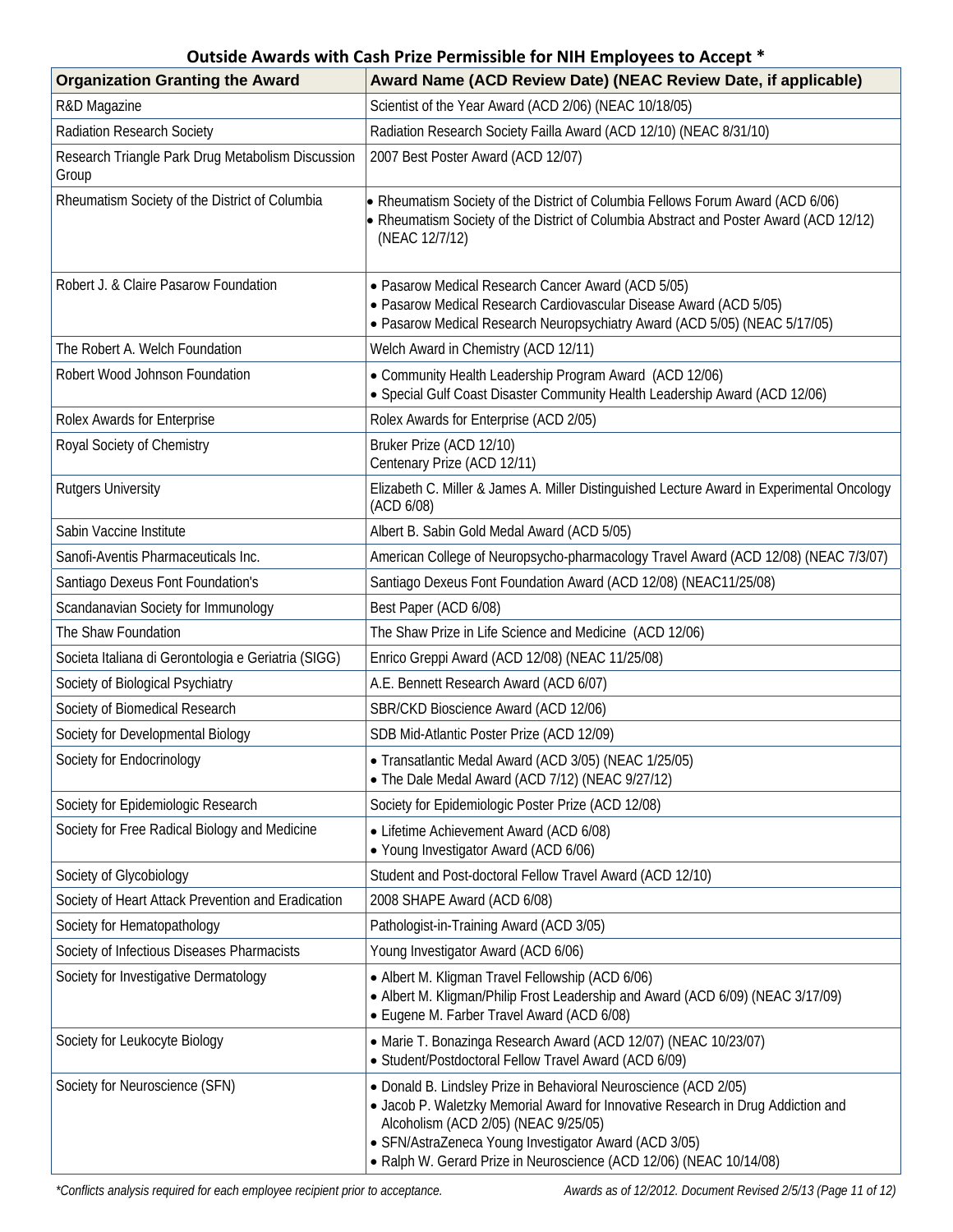## Outside Awards with Cash Prize Permissible for NIH Employees to Accept *

| Organization Granting the Award | Award Name (ACD Review Date) (NEAC Review Date, if applicable) |
|---|---|
| R&D Magazine | Scientist of the Year Award (ACD 2/06) (NEAC 10/18/05) |
| Radiation Research Society | Radiation Research Society Failla Award (ACD 12/10) (NEAC 8/31/10) |
| Research Triangle Park Drug Metabolism Discussion Group | 2007 Best Poster Award (ACD 12/07) |
| Rheumatism Society of the District of Columbia | • Rheumatism Society of the District of Columbia Fellows Forum Award (ACD 6/06)<br>• Rheumatism Society of the District of Columbia Abstract and Poster Award (ACD 12/12) (NEAC 12/7/12) |
| Robert J. & Claire Pasarow Foundation | • Pasarow Medical Research Cancer Award (ACD 5/05)<br>• Pasarow Medical Research Cardiovascular Disease Award (ACD 5/05)<br>• Pasarow Medical Research Neuropsychiatry Award (ACD 5/05) (NEAC 5/17/05) |
| The Robert A. Welch Foundation | Welch Award in Chemistry (ACD 12/11) |
| Robert Wood Johnson Foundation | • Community Health Leadership Program Award (ACD 12/06)<br>• Special Gulf Coast Disaster Community Health Leadership Award (ACD 12/06) |
| Rolex Awards for Enterprise | Rolex Awards for Enterprise (ACD 2/05) |
| Royal Society of Chemistry | Bruker Prize (ACD 12/10)<br>Centenary Prize (ACD 12/11) |
| Rutgers University | Elizabeth C. Miller & James A. Miller Distinguished Lecture Award in Experimental Oncology (ACD 6/08) |
| Sabin Vaccine Institute | Albert B. Sabin Gold Medal Award (ACD 5/05) |
| Sanofi-Aventis Pharmaceuticals Inc. | American College of Neuropsycho-pharmacology Travel Award (ACD 12/08) (NEAC 7/3/07) |
| Santiago Dexeus Font Foundation's | Santiago Dexeus Font Foundation Award (ACD 12/08) (NEAC11/25/08) |
| Scandanavian Society for Immunology | Best Paper (ACD 6/08) |
| The Shaw Foundation | The Shaw Prize in Life Science and Medicine (ACD 12/06) |
| Societa Italiana di Gerontologia e Geriatria (SIGG) | Enrico Greppi Award (ACD 12/08) (NEAC 11/25/08) |
| Society of Biological Psychiatry | A.E. Bennett Research Award (ACD 6/07) |
| Society of Biomedical Research | SBR/CKD Bioscience Award (ACD 12/06) |
| Society for Developmental Biology | SDB Mid-Atlantic Poster Prize (ACD 12/09) |
| Society for Endocrinology | • Transatlantic Medal Award (ACD 3/05) (NEAC 1/25/05)<br>• The Dale Medal Award (ACD 7/12) (NEAC 9/27/12) |
| Society for Epidemiologic Research | Society for Epidemiologic Poster Prize (ACD 12/08) |
| Society for Free Radical Biology and Medicine | • Lifetime Achievement Award (ACD 6/08)<br>• Young Investigator Award (ACD 6/06) |
| Society of Glycobiology | Student and Post-doctoral Fellow Travel Award (ACD 12/10) |
| Society of Heart Attack Prevention and Eradication | 2008 SHAPE Award (ACD 6/08) |
| Society for Hematopathology | Pathologist-in-Training Award (ACD 3/05) |
| Society of Infectious Diseases Pharmacists | Young Investigator Award (ACD 6/06) |
| Society for Investigative Dermatology | • Albert M. Kligman Travel Fellowship (ACD 6/06)<br>• Albert M. Kligman/Philip Frost Leadership and Award (ACD 6/09) (NEAC 3/17/09)<br>• Eugene M. Farber Travel Award (ACD 6/08) |
| Society for Leukocyte Biology | • Marie T. Bonazinga Research Award (ACD 12/07) (NEAC 10/23/07)<br>• Student/Postdoctoral Fellow Travel Award (ACD 6/09) |
| Society for Neuroscience (SFN) | • Donald B. Lindsley Prize in Behavioral Neuroscience (ACD 2/05)<br>• Jacob P. Waletzky Memorial Award for Innovative Research in Drug Addiction and Alcoholism (ACD 2/05) (NEAC 9/25/05)<br>• SFN/AstraZeneca Young Investigator Award (ACD 3/05)<br>• Ralph W. Gerard Prize in Neuroscience (ACD 12/06) (NEAC 10/14/08) |

*\*Conflicts analysis required for each employee recipient prior to acceptance.*

*Awards as of 12/2012. Document Revised 2/5/13*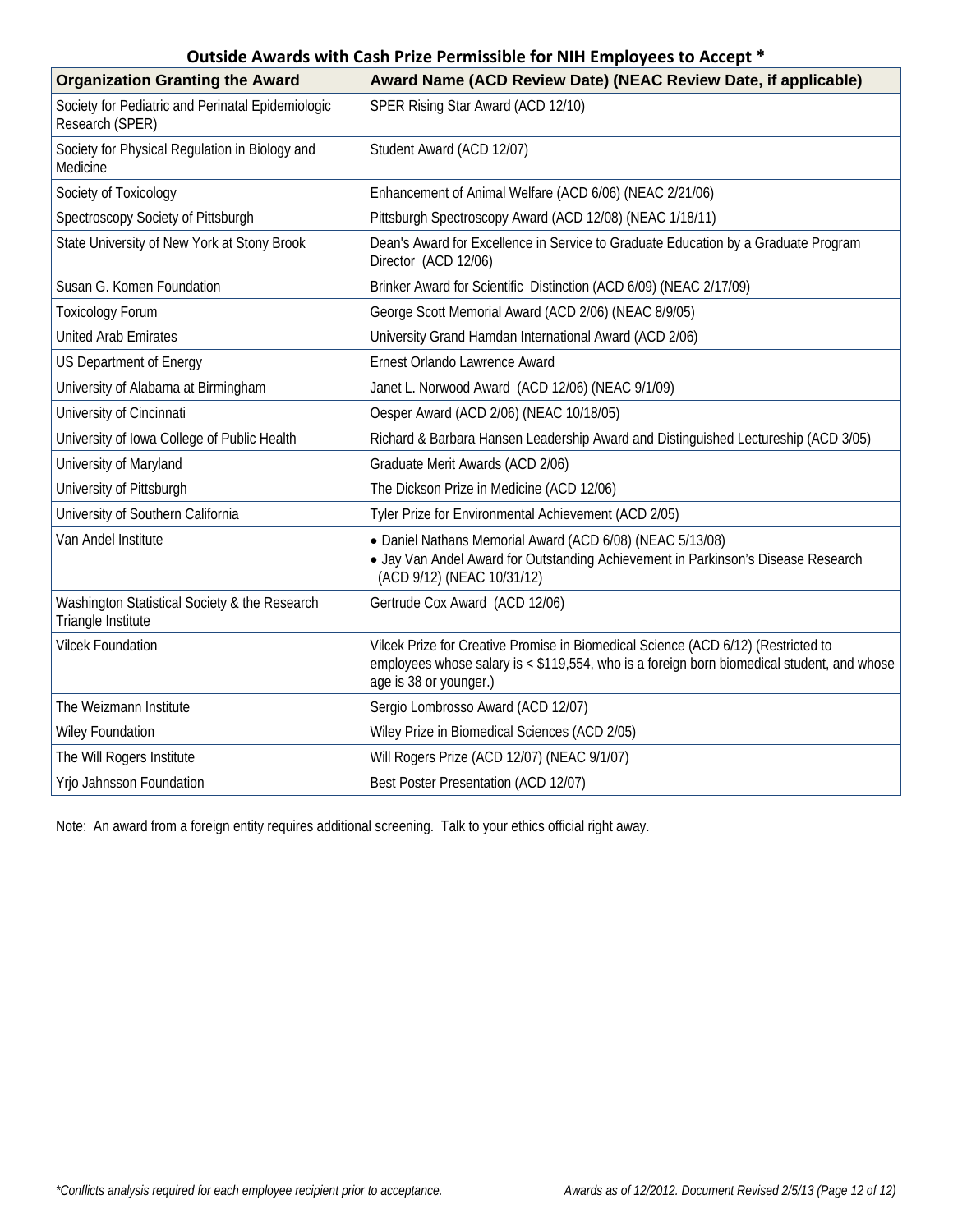## Outside Awards with Cash Prize Permissible for NIH Employees to Accept *

| Organization Granting the Award | Award Name (ACD Review Date) (NEAC Review Date, if applicable) |
|---|---|
| Society for Pediatric and Perinatal Epidemiologic Research (SPER) | SPER Rising Star Award (ACD 12/10) |
| Society for Physical Regulation in Biology and Medicine | Student Award (ACD 12/07) |
| Society of Toxicology | Enhancement of Animal Welfare (ACD 6/06) (NEAC 2/21/06) |
| Spectroscopy Society of Pittsburgh | Pittsburgh Spectroscopy Award (ACD 12/08) (NEAC 1/18/11) |
| State University of New York at Stony Brook | Dean's Award for Excellence in Service to Graduate Education by a Graduate Program Director (ACD 12/06) |
| Susan G. Komen Foundation | Brinker Award for Scientific Distinction (ACD 6/09) (NEAC 2/17/09) |
| Toxicology Forum | George Scott Memorial Award (ACD 2/06) (NEAC 8/9/05) |
| United Arab Emirates | University Grand Hamdan International Award (ACD 2/06) |
| US Department of Energy | Ernest Orlando Lawrence Award |
| University of Alabama at Birmingham | Janet L. Norwood Award (ACD 12/06) (NEAC 9/1/09) |
| University of Cincinnati | Oesper Award (ACD 2/06) (NEAC 10/18/05) |
| University of Iowa College of Public Health | Richard & Barbara Hansen Leadership Award and Distinguished Lectureship (ACD 3/05) |
| University of Maryland | Graduate Merit Awards (ACD 2/06) |
| University of Pittsburgh | The Dickson Prize in Medicine (ACD 12/06) |
| University of Southern California | Tyler Prize for Environmental Achievement (ACD 2/05) |
| Van Andel Institute | • Daniel Nathans Memorial Award (ACD 6/08) (NEAC 5/13/08)<br>• Jay Van Andel Award for Outstanding Achievement in Parkinson's Disease Research (ACD 9/12) (NEAC 10/31/12) |
| Washington Statistical Society & the Research Triangle Institute | Gertrude Cox Award (ACD 12/06) |
| Vilcek Foundation | Vilcek Prize for Creative Promise in Biomedical Science (ACD 6/12) (Restricted to employees whose salary is < $119,554, who is a foreign born biomedical student, and whose age is 38 or younger.) |
| The Weizmann Institute | Sergio Lombrosso Award (ACD 12/07) |
| Wiley Foundation | Wiley Prize in Biomedical Sciences (ACD 2/05) |
| The Will Rogers Institute | Will Rogers Prize (ACD 12/07) (NEAC 9/1/07) |
| Yrjo Jahnsson Foundation | Best Poster Presentation (ACD 12/07) |

Note: An award from a foreign entity requires additional screening. Talk to your ethics official right away.

*\*Conflicts analysis required for each employee recipient prior to acceptance.*

*Awards as of 12/2012. Document Revised 2/5/13*